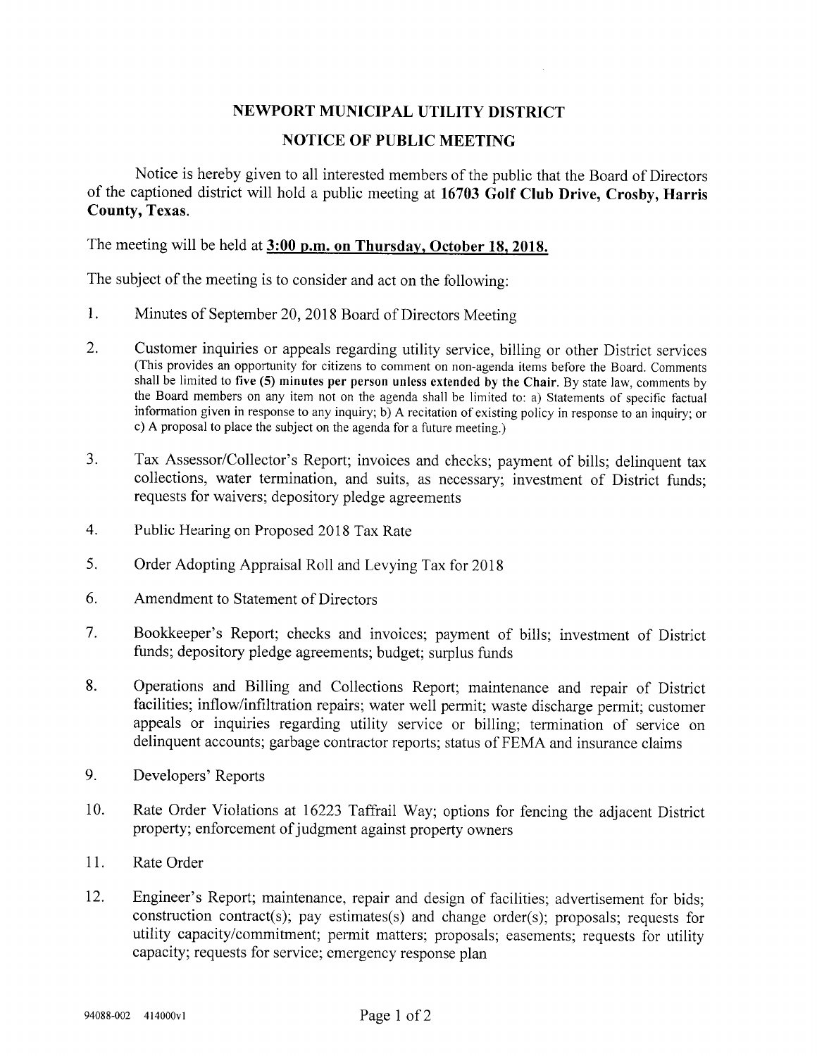# NEWPORT MUNICIPAL UTILITY DISTRICT

## NOTICE OF PUBLIC MEETING

Notice is hereby given to all interested members of the public that the Board of Directors of the captioned district will hold a public meeting at **16703 Golf Club Drive, Crosby, Harris County, Texas.**

The meeting will be held at **3:00 p.m. on Thursday, October 18, 2018.**

The subject of the meeting is to consider and act on the following:

1. Minutes of September 20, 2018 Board of Directors Meeting

2. Customer inquiries or appeals regarding utility service, billing or other District services (This provides an opportunity for citizens to comment on non-agenda items before the Board. Comments shall be limited to **five (5) minutes per person unless extended by the Chair.** By state law, comments by the Board members on any item not on the agenda shall be limited to: a) Statements of specific factual information given in response to any inquiry; b) A recitation of existing policy in response to an inquiry; or c) A proposal to place the subject on the agenda for a future meeting.)

3. Tax Assessor/Collector's Report; invoices and checks; payment of bills; delinquent tax collections, water termination, and suits, as necessary; investment of District funds; requests for waivers; depository pledge agreements

4. Public Hearing on Proposed 2018 Tax Rate

5. Order Adopting Appraisal Roll and Levying Tax for 2018

6. Amendment to Statement of Directors

7. Bookkeeper's Report; checks and invoices; payment of bills; investment of District funds; depository pledge agreements; budget; surplus funds

8. Operations and Billing and Collections Report; maintenance and repair of District facilities; inflow/infiltration repairs; water well permit; waste discharge permit; customer appeals or inquiries regarding utility service or billing; termination of service on delinquent accounts; garbage contractor reports; status of FEMA and insurance claims

9. Developers' Reports

10. Rate Order Violations at 16223 Taffrail Way; options for fencing the adjacent District property; enforcement of judgment against property owners

11. Rate Order

12. Engineer's Report; maintenance, repair and design of facilities; advertisement for bids; construction contract(s); pay estimates(s) and change order(s); proposals; requests for utility capacity/commitment; permit matters; proposals; easements; requests for utility capacity; requests for service; emergency response plan

94088-002 414000v1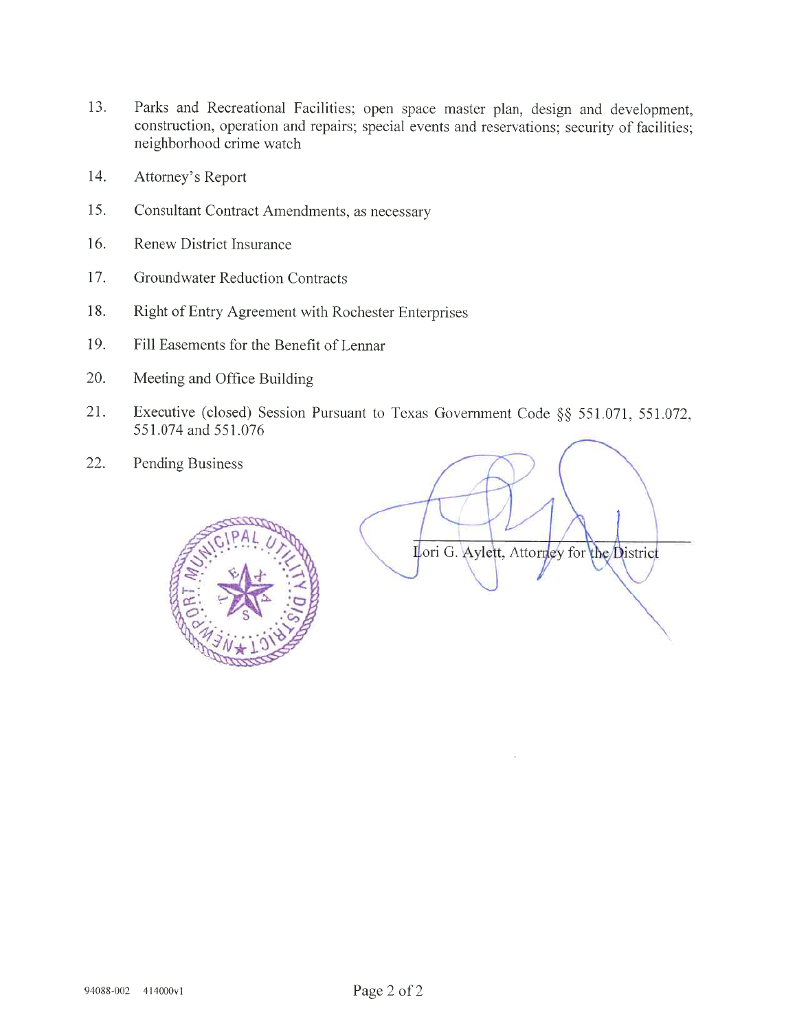13. Parks and Recreational Facilities; open space master plan, design and development, construction, operation and repairs; special events and reservations; security of facilities; neighborhood crime watch

14. Attorney's Report

15. Consultant Contract Amendments, as necessary

16. Renew District Insurance

17. Groundwater Reduction Contracts

18. Right of Entry Agreement with Rochester Enterprises

19. Fill Easements for the Benefit of Lennar

20. Meeting and Office Building

21. Executive (closed) Session Pursuant to Texas Government Code §§ 551.071, 551.072, 551.074 and 551.076

22. Pending Business

Lori G. Aylett, Attorney for the District

94088-002 414000v1